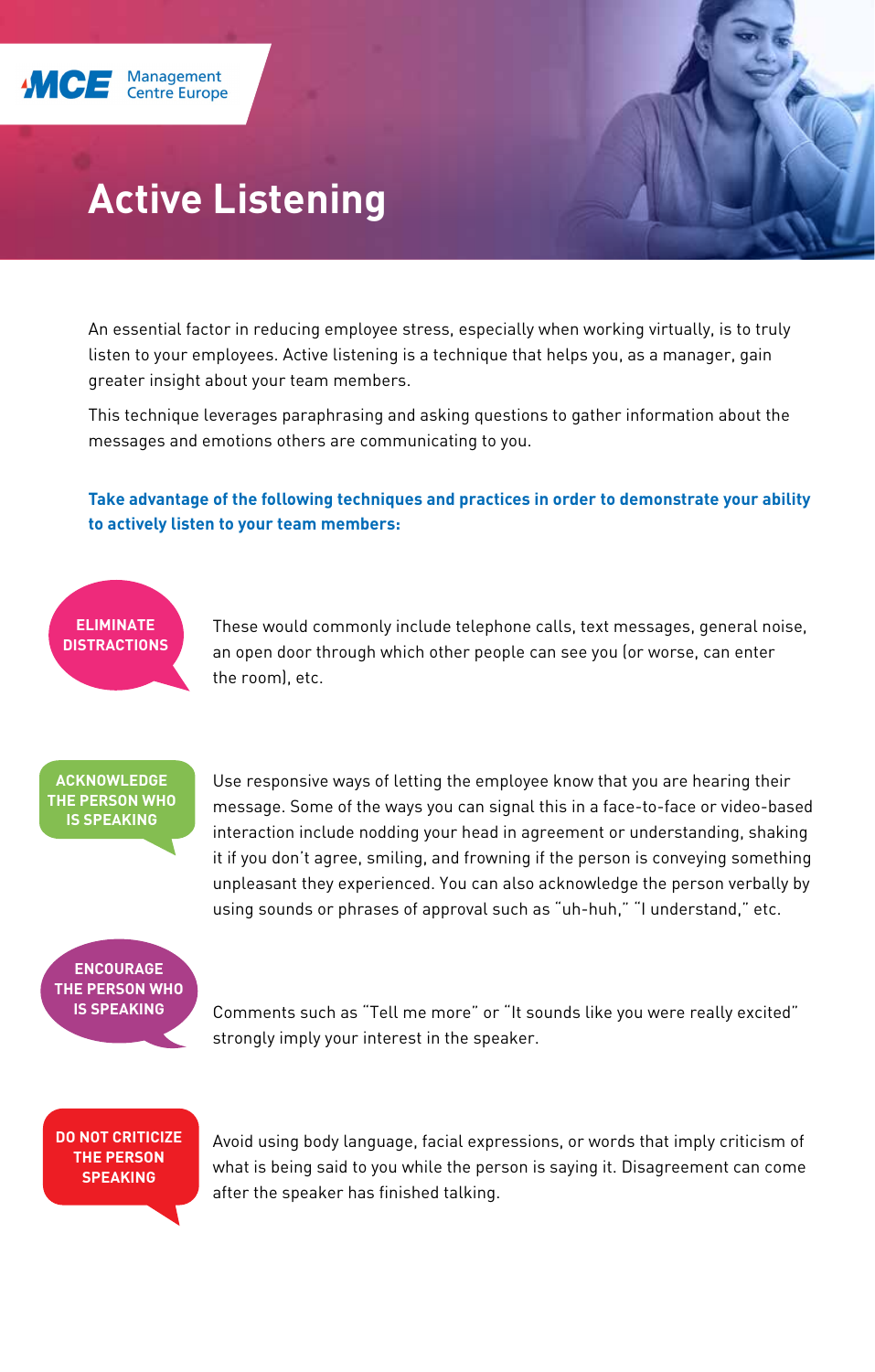MCE Management Centre Europe

# Active Listening

An essential factor in reducing employee stress, especially when working virtually, is to truly listen to your employees. Active listening is a technique that helps you, as a manager, gain greater insight about your team members.

This technique leverages paraphrasing and asking questions to gather information about the messages and emotions others are communicating to you.

**Take advantage of the following techniques and practices in order to demonstrate your ability to actively listen to your team members:**

**ELIMINATE DISTRACTIONS**

These would commonly include telephone calls, text messages, general noise, an open door through which other people can see you (or worse, can enter the room), etc.

**ACKNOWLEDGE THE PERSON WHO IS SPEAKING**

Use responsive ways of letting the employee know that you are hearing their message. Some of the ways you can signal this in a face-to-face or video-based interaction include nodding your head in agreement or understanding, shaking it if you don't agree, smiling, and frowning if the person is conveying something unpleasant they experienced. You can also acknowledge the person verbally by using sounds or phrases of approval such as "uh-huh," "I understand," etc.

**ENCOURAGE THE PERSON WHO IS SPEAKING**

Comments such as "Tell me more" or "It sounds like you were really excited" strongly imply your interest in the speaker.

**DO NOT CRITICIZE THE PERSON SPEAKING**

Avoid using body language, facial expressions, or words that imply criticism of what is being said to you while the person is saying it. Disagreement can come after the speaker has finished talking.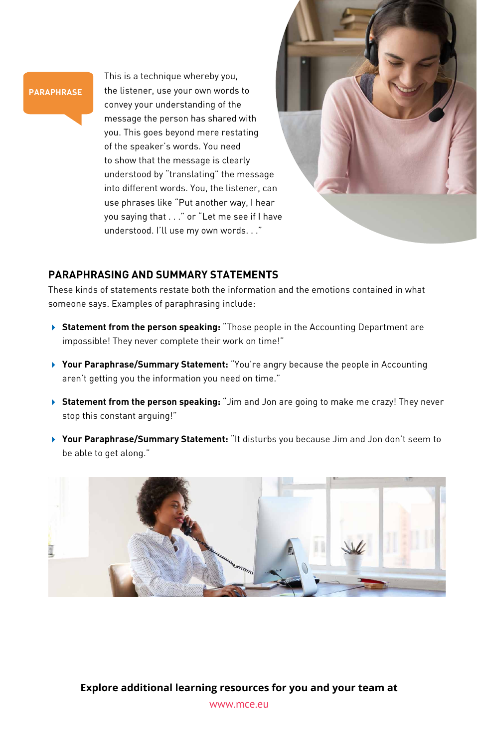**PARAPHRASE**

This is a technique whereby you, the listener, use your own words to convey your understanding of the message the person has shared with you. This goes beyond mere restating of the speaker's words. You need to show that the message is clearly understood by "translating" the message into different words. You, the listener, can use phrases like "Put another way, I hear you saying that . . ." or "Let me see if I have understood. I'll use my own words. . ."

## PARAPHRASING AND SUMMARY STATEMENTS

These kinds of statements restate both the information and the emotions contained in what someone says. Examples of paraphrasing include:

- **Statement from the person speaking:** "Those people in the Accounting Department are impossible! They never complete their work on time!"
- **Your Paraphrase/Summary Statement:** "You're angry because the people in Accounting aren't getting you the information you need on time."
- **Statement from the person speaking:** "Jim and Jon are going to make me crazy! They never stop this constant arguing!"
- **Your Paraphrase/Summary Statement:** "It disturbs you because Jim and Jon don't seem to be able to get along."

**Explore additional learning resources for you and your team at**

www.mce.eu